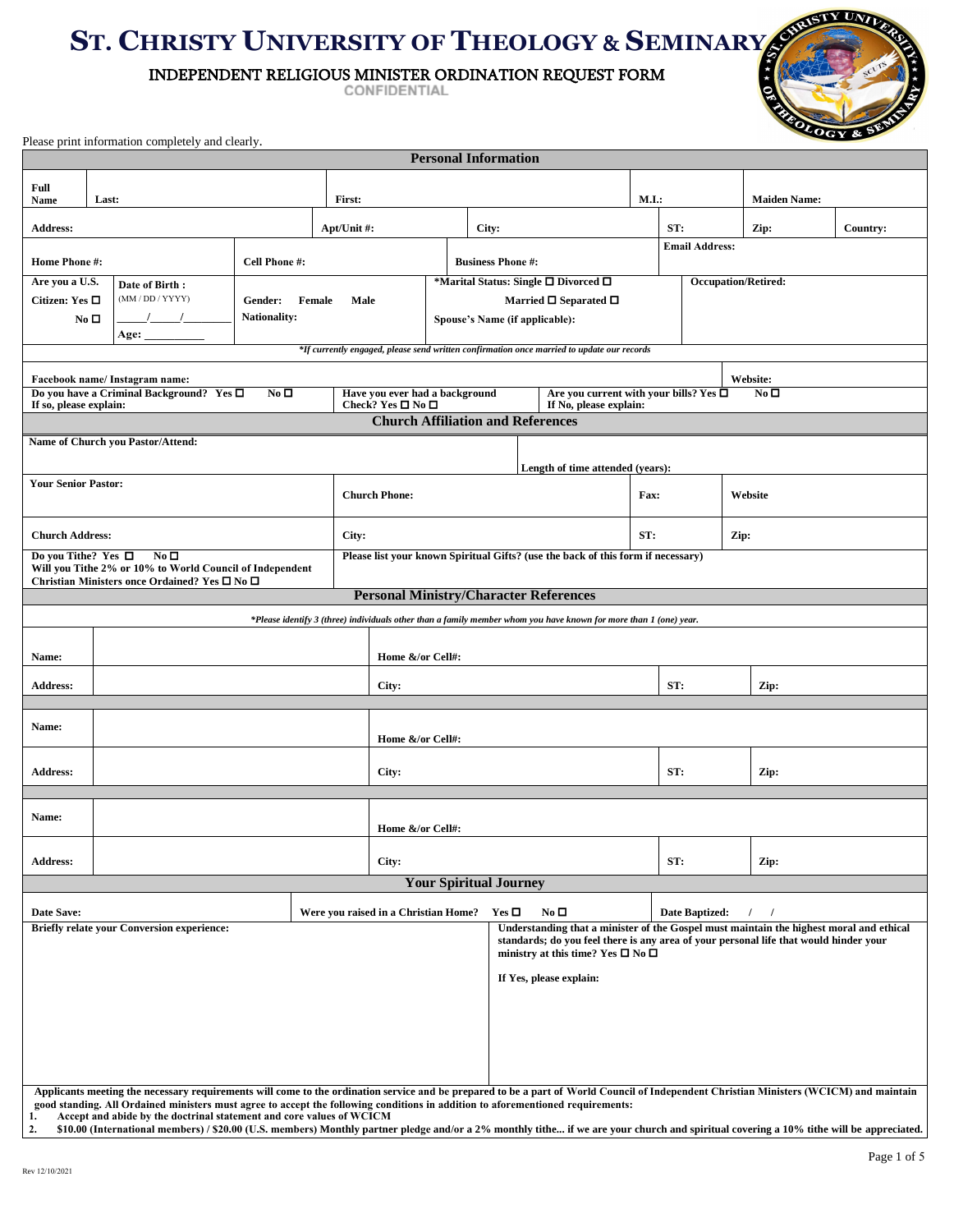# ST. CHRISTY UNIVERSITY OF THEOLOGY & SEMINARY

## INDEPENDENT RELIGIOUS MINISTER ORDINATION REQUEST FORM

CONFIDENTIAL

Please print information completely and clearly.

| Personal Information | | | | | |
|---|---|---|---|---|---|
| **Full Name** Last: | **First:** | **M.I.:** | **Maiden Name:** | | |
| **Address:** | **Apt/Unit #:** | **City:** | **ST:** | **Zip:** | **Country:** |
| **Home Phone #:** | **Cell Phone #:** | **Business Phone #:** | **Email Address:** | | |
| **Are you a U.S. Citizen: Yes ☐ No ☐** | **Date of Birth :** (MM / DD / YYYY) \_\_\_\_/\_\_\_\_/\_\_\_\_\_\_ **Age:** \_\_\_\_\_\_\_\_ | **Gender: Female Male** **Nationality:** | **\*Marital Status: Single ☐ Divorced ☐ Married ☐ Separated ☐** **Spouse's Name (if applicable):** | **Occupation/Retired:** | |

*\*If currently engaged, please send written confirmation once married to update our records*

| | | | |
|---|---|---|---|
| **Facebook name/ Instagram name:** | | | **Website:** |
| **Do you have a Criminal Background? Yes ☐ No ☐** **If so, please explain:** | **Have you ever had a background Check? Yes ☐ No ☐** | **Are you current with your bills? Yes ☐ No ☐** **If No, please explain:** | |

| Church Affiliation and References | | | | |
|---|---|---|---|---|
| **Name of Church you Pastor/Attend:** | **Length of time attended (years):** | | | |
| **Your Senior Pastor:** | **Church Phone:** | **Fax:** | **Website** | |
| **Church Address:** | **City:** | **ST:** | **Zip:** | |
| **Do you Tithe? Yes ☐ No ☐** **Will you Tithe 2% or 10% to World Council of Independent Christian Ministers once Ordained? Yes ☐ No ☐** | **Please list your known Spiritual Gifts? (use the back of this form if necessary)** | | | |

### Personal Ministry/Character References

*\*Please identify 3 (three) individuals other than a family member whom you have known for more than 1 (one) year.*

| | | | |
|---|---|---|---|
| **Name:** | **Home &/or Cell#:** | | |
| **Address:** | **City:** | **ST:** | **Zip:** |
| **Name:** | **Home &/or Cell#:** | | |
| **Address:** | **City:** | **ST:** | **Zip:** |
| **Name:** | **Home &/or Cell#:** | | |
| **Address:** | **City:** | **ST:** | **Zip:** |

### Your Spiritual Journey

| | | |
|---|---|---|
| **Date Save:** | **Were you raised in a Christian Home? Yes ☐ No ☐** | **Date Baptized: / /** |
| **Briefly relate your Conversion experience:** | **Understanding that a minister of the Gospel must maintain the highest moral and ethical standards; do you feel there is any area of your personal life that would hinder your ministry at this time? Yes ☐ No ☐** **If Yes, please explain:** | |

**Applicants meeting the necessary requirements will come to the ordination service and be prepared to be a part of World Council of Independent Christian Ministers (WCICM) and maintain good standing. All Ordained ministers must agree to accept the following conditions in addition to aforementioned requirements:**

1. **Accept and abide by the doctrinal statement and core values of WCICM**
2. **$10.00 (International members) / $20.00 (U.S. members) Monthly partner pledge and/or a 2% monthly tithe... if we are your church and spiritual covering a 10% tithe will be appreciated.**

Rev 12/10/2021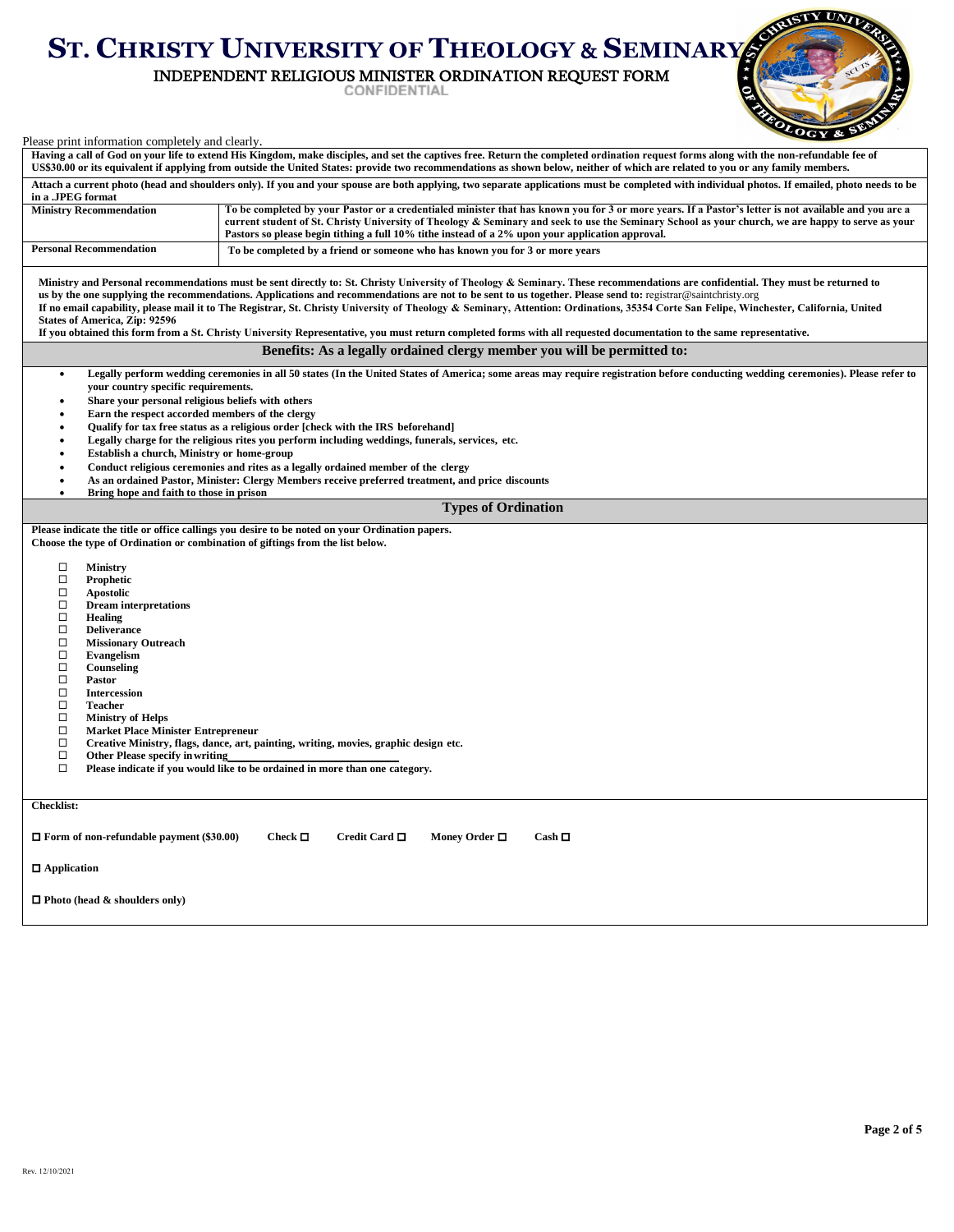# ST. CHRISTY UNIVERSITY OF THEOLOGY & SEMINARY

## INDEPENDENT RELIGIOUS MINISTER ORDINATION REQUEST FORM

CONFIDENTIAL

Please print information completely and clearly.

**Having a call of God on your life to extend His Kingdom, make disciples, and set the captives free. Return the completed ordination request forms along with the non-refundable fee of US$30.00 or its equivalent if applying from outside the United States: provide two recommendations as shown below, neither of which are related to you or any family members.**

**Attach a current photo (head and shoulders only). If you and your spouse are both applying, two separate applications must be completed with individual photos. If emailed, photo needs to be in a .JPEG format**

| | |
|---|---|
| **Ministry Recommendation** | **To be completed by your Pastor or a credentialed minister that has known you for 3 or more years. If a Pastor's letter is not available and you are a current student of St. Christy University of Theology & Seminary and seek to use the Seminary School as your church, we are happy to serve as your Pastors so please begin tithing a full 10% tithe instead of a 2% upon your application approval.** |
| **Personal Recommendation** | **To be completed by a friend or someone who has known you for 3 or more years** |

**Ministry and Personal recommendations must be sent directly to: St. Christy University of Theology & Seminary. These recommendations are confidential. They must be returned to us by the one supplying the recommendations. Applications and recommendations are not to be sent to us together. Please send to:** registrar@saintchristy.org
**If no email capability, please mail it to The Registrar, St. Christy University of Theology & Seminary, Attention: Ordinations, 35354 Corte San Felipe, Winchester, California, United States of America, Zip: 92596**
**If you obtained this form from a St. Christy University Representative, you must return completed forms with all requested documentation to the same representative.**

## Benefits: As a legally ordained clergy member you will be permitted to:

- **Legally perform wedding ceremonies in all 50 states (In the United States of America; some areas may require registration before conducting wedding ceremonies). Please refer to your country specific requirements.**
- **Share your personal religious beliefs with others**
- **Earn the respect accorded members of the clergy**
- **Qualify for tax free status as a religious order [check with the IRS beforehand]**
- **Legally charge for the religious rites you perform including weddings, funerals, services, etc.**
- **Establish a church, Ministry or home-group**
- **Conduct religious ceremonies and rites as a legally ordained member of the clergy**
- **As an ordained Pastor, Minister: Clergy Members receive preferred treatment, and price discounts**
- **Bring hope and faith to those in prison**

## Types of Ordination

**Please indicate the title or office callings you desire to be noted on your Ordination papers.**
**Choose the type of Ordination or combination of giftings from the list below.**

- ☐ **Ministry**
- ☐ **Prophetic**
- ☐ **Apostolic**
- ☐ **Dream interpretations**
- ☐ **Healing**
- ☐ **Deliverance**
- ☐ **Missionary Outreach**
- ☐ **Evangelism**
- ☐ **Counseling**
- ☐ **Pastor**
- ☐ **Intercession**
- ☐ **Teacher**
- ☐ **Ministry of Helps**
- ☐ **Market Place Minister Entrepreneur**
- ☐ **Creative Ministry, flags, dance, art, painting, writing, movies, graphic design etc.**
- ☐ **Other Please specify in writing**\_\_\_\_\_\_\_\_\_\_\_\_\_\_\_\_\_\_\_\_
- ☐ **Please indicate if you would like to be ordained in more than one category.**

**Checklist:**

☐ **Form of non-refundable payment ($30.00)** **Check** ☐ **Credit Card** ☐ **Money Order** ☐ **Cash** ☐

☐ **Application**

☐ **Photo (head & shoulders only)**

Rev. 12/10/2021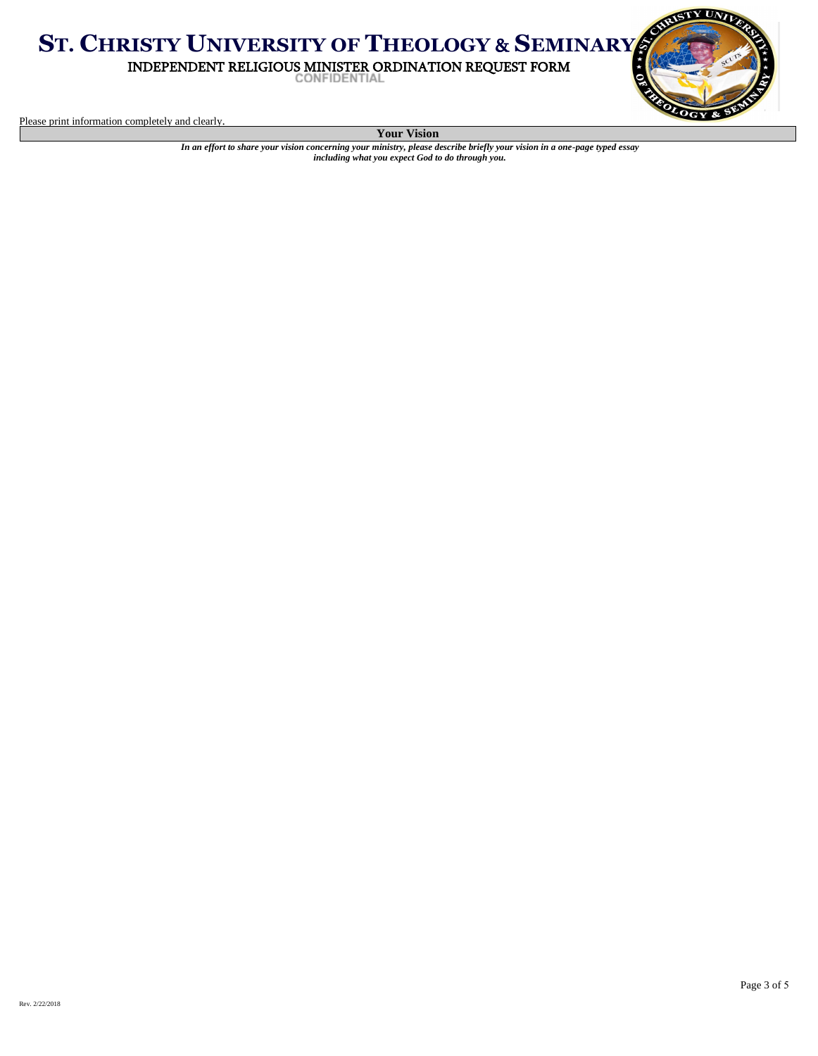# ST. CHRISTY UNIVERSITY OF THEOLOGY & SEMINARY

INDEPENDENT RELIGIOUS MINISTER ORDINATION REQUEST FORM

CONFIDENTIAL

Please print information completely and clearly.

## Your Vision

***In an effort to share your vision concerning your ministry, please describe briefly your vision in a one-page typed essay including what you expect God to do through you.***

Rev. 2/22/2018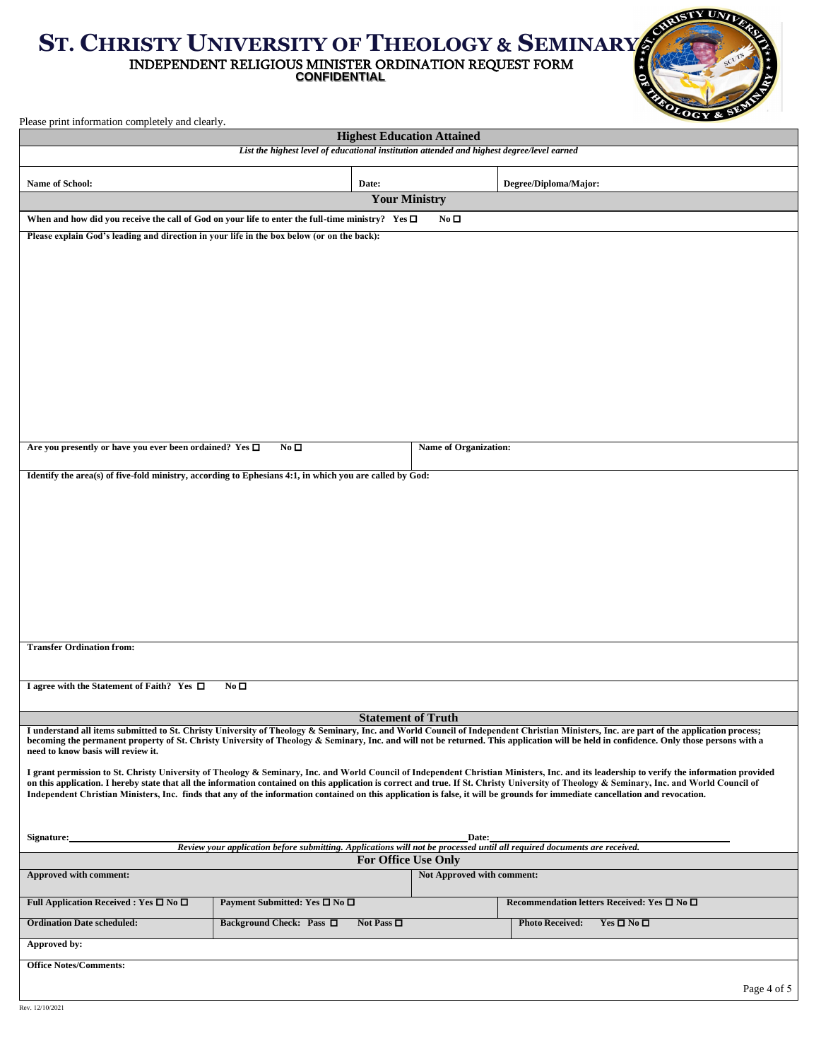# ST. CHRISTY UNIVERSITY OF THEOLOGY & SEMINARY

INDEPENDENT RELIGIOUS MINISTER ORDINATION REQUEST FORM

**CONFIDENTIAL**

Please print information completely and clearly.

## Highest Education Attained

*List the highest level of educational institution attended and highest degree/level earned*

| Name of School: | Date: | Degree/Diploma/Major: |
|---|---|---|

## Your Ministry

**When and how did you receive the call of God on your life to enter the full-time ministry? Yes ☐ No ☐**

**Please explain God's leading and direction in your life in the box below (or on the back):**

| Are you presently or have you ever been ordained? Yes ☐ No ☐ | Name of Organization: |
|---|---|

**Identify the area(s) of five-fold ministry, according to Ephesians 4:1, in which you are called by God:**

**Transfer Ordination from:**

**I agree with the Statement of Faith? Yes ☐ No ☐**

## Statement of Truth

**I understand all items submitted to St. Christy University of Theology & Seminary, Inc. and World Council of Independent Christian Ministers, Inc. are part of the application process; becoming the permanent property of St. Christy University of Theology & Seminary, Inc. and will not be returned. This application will be held in confidence. Only those persons with a need to know basis will review it.**

**I grant permission to St. Christy University of Theology & Seminary, Inc. and World Council of Independent Christian Ministers, Inc. and its leadership to verify the information provided on this application. I hereby state that all the information contained on this application is correct and true. If St. Christy University of Theology & Seminary, Inc. and World Council of Independent Christian Ministers, Inc. finds that any of the information contained on this application is false, it will be grounds for immediate cancellation and revocation.**

**Signature:**\_\_\_\_\_\_\_\_\_\_\_\_\_\_\_\_\_\_\_\_\_\_\_\_\_\_\_\_\_\_\_\_ **Date:**\_\_\_\_\_\_\_\_\_\_\_\_\_\_\_\_\_\_\_\_

*Review your application before submitting. Applications will not be processed until all required documents are received.*

## For Office Use Only

| Approved with comment: | | Not Approved with comment: |
|---|---|---|
| Full Application Received : Yes ☐ No ☐ | Payment Submitted: Yes ☐ No ☐ | Recommendation letters Received: Yes ☐ No ☐ |
| Ordination Date scheduled: | Background Check: Pass ☐ Not Pass ☐ | Photo Received: Yes ☐ No ☐ |
| Approved by: | | |
| Office Notes/Comments: | | |

Rev. 12/10/2021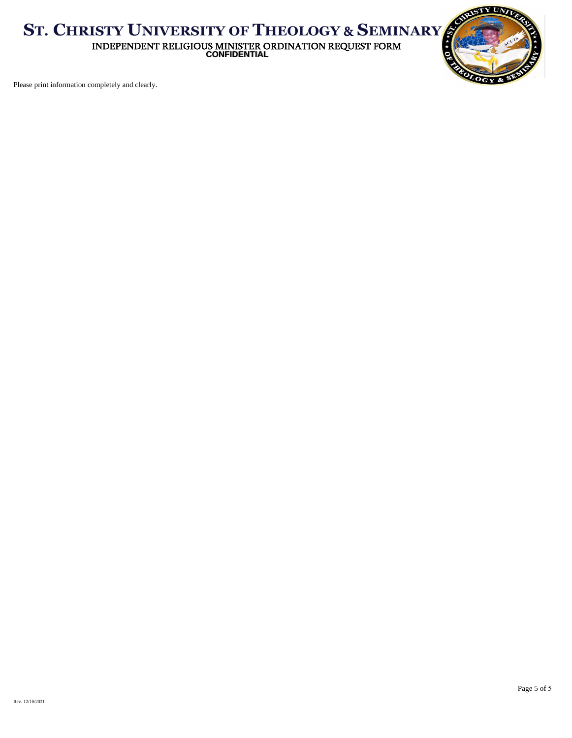# ST. CHRISTY UNIVERSITY OF THEOLOGY & SEMINARY

INDEPENDENT RELIGIOUS MINISTER ORDINATION REQUEST FORM

**CONFIDENTIAL**

Please print information completely and clearly.

Rev. 12/10/2021